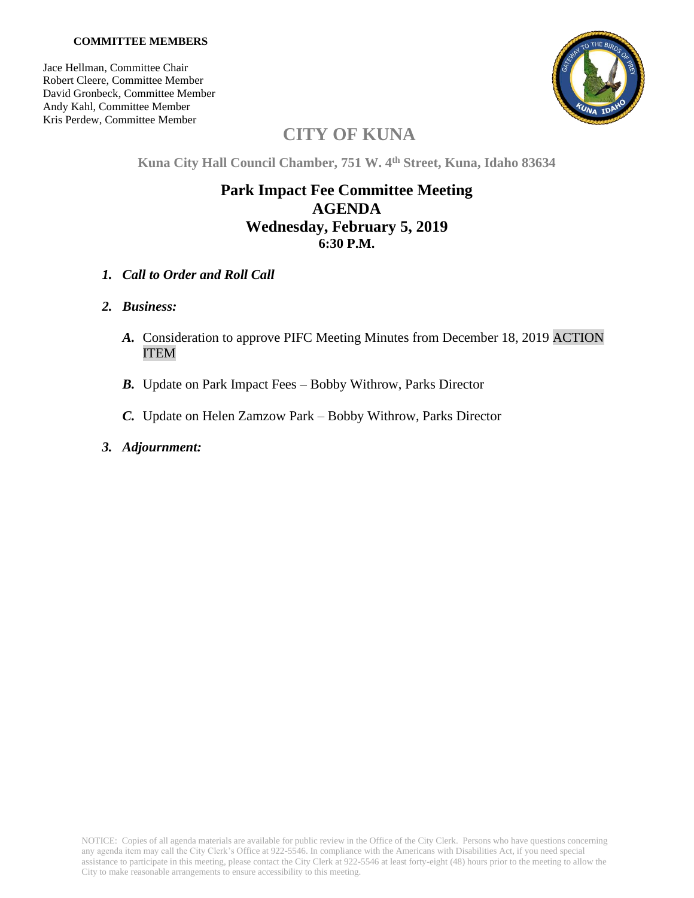**COMMITTEE MEMBERS**

Jace Hellman, Committee Chair
Robert Cleere, Committee Member
David Gronbeck, Committee Member
Andy Kahl, Committee Member
Kris Perdew, Committee Member

# CITY OF KUNA

**Kuna City Hall Council Chamber, 751 W. 4th Street, Kuna, Idaho 83634**

## Park Impact Fee Committee Meeting
## AGENDA
## Wednesday, February 5, 2019
### 6:30 P.M.

1. ***Call to Order and Roll Call***

2. ***Business:***

   ***A.*** Consideration to approve PIFC Meeting Minutes from December 18, 2019 ACTION ITEM

   ***B.*** Update on Park Impact Fees – Bobby Withrow, Parks Director

   ***C.*** Update on Helen Zamzow Park – Bobby Withrow, Parks Director

3. ***Adjournment:***

NOTICE: Copies of all agenda materials are available for public review in the Office of the City Clerk. Persons who have questions concerning any agenda item may call the City Clerk's Office at 922-5546. In compliance with the Americans with Disabilities Act, if you need special assistance to participate in this meeting, please contact the City Clerk at 922-5546 at least forty-eight (48) hours prior to the meeting to allow the City to make reasonable arrangements to ensure accessibility to this meeting.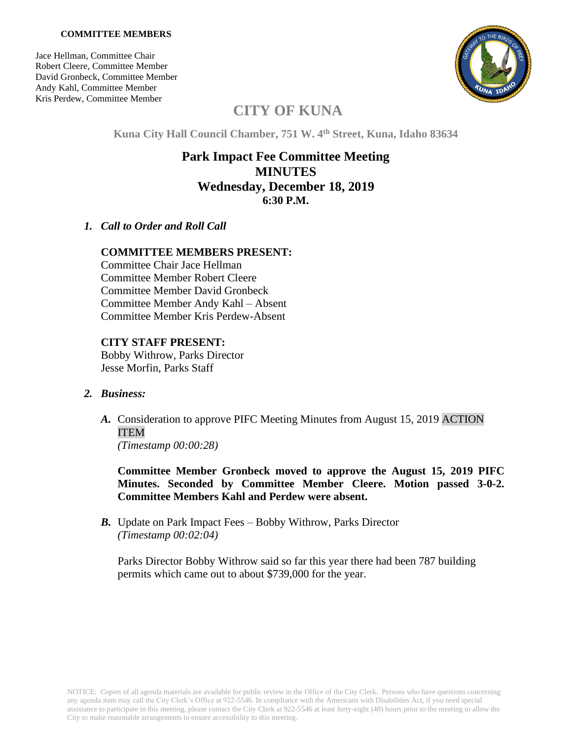**COMMITTEE MEMBERS**

Jace Hellman, Committee Chair
Robert Cleere, Committee Member
David Gronbeck, Committee Member
Andy Kahl, Committee Member
Kris Perdew, Committee Member

# CITY OF KUNA

**Kuna City Hall Council Chamber, 751 W. 4th Street, Kuna, Idaho 83634**

## Park Impact Fee Committee Meeting
## MINUTES
## Wednesday, December 18, 2019
### 6:30 P.M.

1. ***Call to Order and Roll Call***

   **COMMITTEE MEMBERS PRESENT:**
   Committee Chair Jace Hellman
   Committee Member Robert Cleere
   Committee Member David Gronbeck
   Committee Member Andy Kahl – Absent
   Committee Member Kris Perdew-Absent

   **CITY STAFF PRESENT:**
   Bobby Withrow, Parks Director
   Jesse Morfin, Parks Staff

2. ***Business:***

   ***A.*** Consideration to approve PIFC Meeting Minutes from August 15, 2019 ACTION ITEM
   *(Timestamp 00:00:28)*

   **Committee Member Gronbeck moved to approve the August 15, 2019 PIFC Minutes. Seconded by Committee Member Cleere. Motion passed 3-0-2. Committee Members Kahl and Perdew were absent.**

   ***B.*** Update on Park Impact Fees – Bobby Withrow, Parks Director
   *(Timestamp 00:02:04)*

   Parks Director Bobby Withrow said so far this year there had been 787 building permits which came out to about $739,000 for the year.

NOTICE: Copies of all agenda materials are available for public review in the Office of the City Clerk. Persons who have questions concerning any agenda item may call the City Clerk's Office at 922-5546. In compliance with the Americans with Disabilities Act, if you need special assistance to participate in this meeting, please contact the City Clerk at 922-5546 at least forty-eight (48) hours prior to the meeting to allow the City to make reasonable arrangements to ensure accessibility to this meeting.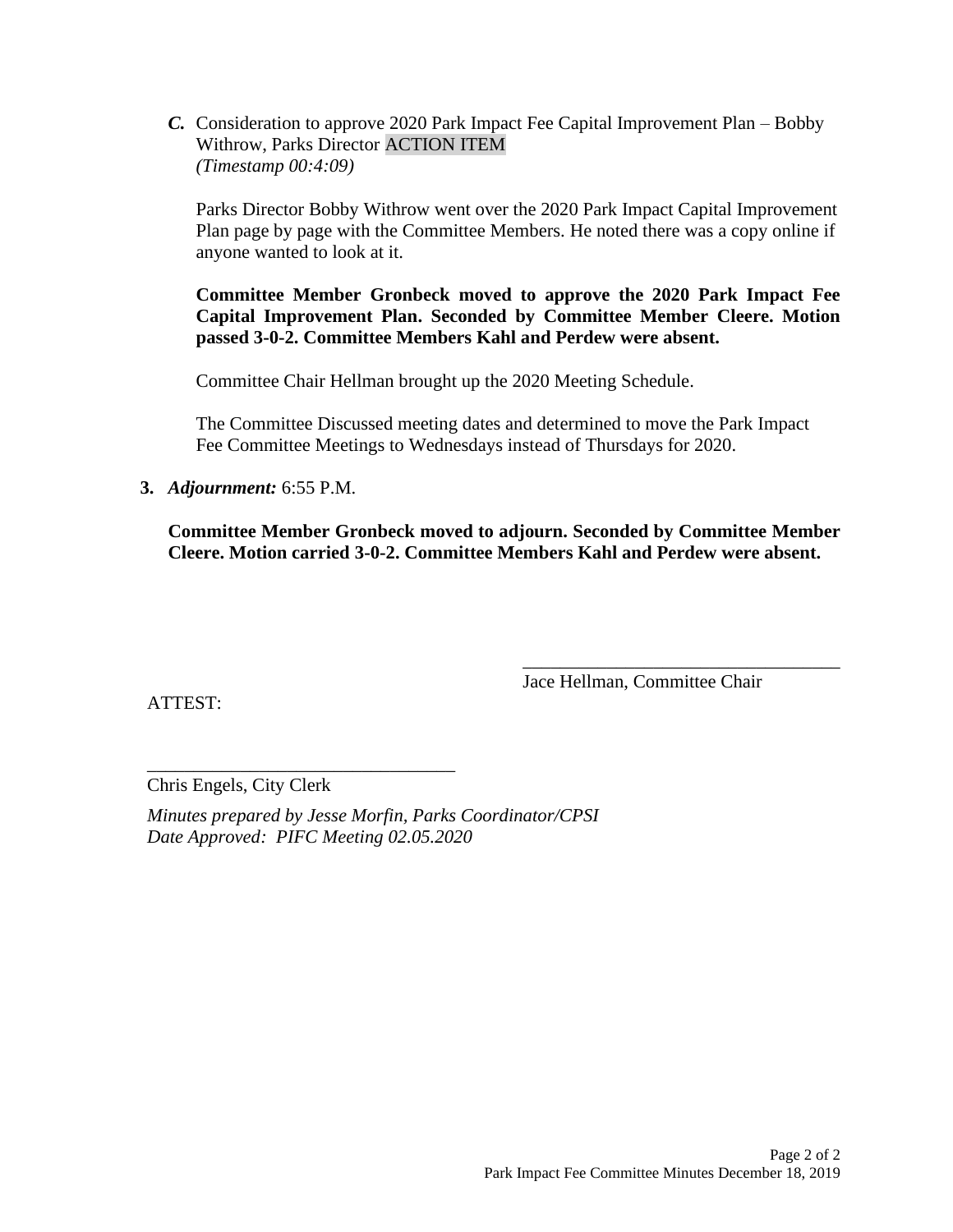***C.*** Consideration to approve 2020 Park Impact Fee Capital Improvement Plan – Bobby Withrow, Parks Director ACTION ITEM
*(Timestamp 00:4:09)*

Parks Director Bobby Withrow went over the 2020 Park Impact Capital Improvement Plan page by page with the Committee Members. He noted there was a copy online if anyone wanted to look at it.

**Committee Member Gronbeck moved to approve the 2020 Park Impact Fee Capital Improvement Plan. Seconded by Committee Member Cleere. Motion passed 3-0-2. Committee Members Kahl and Perdew were absent.**

Committee Chair Hellman brought up the 2020 Meeting Schedule.

The Committee Discussed meeting dates and determined to move the Park Impact Fee Committee Meetings to Wednesdays instead of Thursdays for 2020.

**3.** ***Adjournment:*** 6:55 P.M.

**Committee Member Gronbeck moved to adjourn. Seconded by Committee Member Cleere. Motion carried 3-0-2. Committee Members Kahl and Perdew were absent.**

\_\_\_\_\_\_\_\_\_\_\_\_\_\_\_\_\_\_\_\_\_\_\_\_\_\_\_\_\_\_\_\_\_\_\_
Jace Hellman, Committee Chair

ATTEST:

\_\_\_\_\_\_\_\_\_\_\_\_\_\_\_\_\_\_\_\_\_\_\_\_\_\_\_\_\_\_\_\_\_\_
Chris Engels, City Clerk

*Minutes prepared by Jesse Morfin, Parks Coordinator/CPSI*
*Date Approved: PIFC Meeting 02.05.2020*